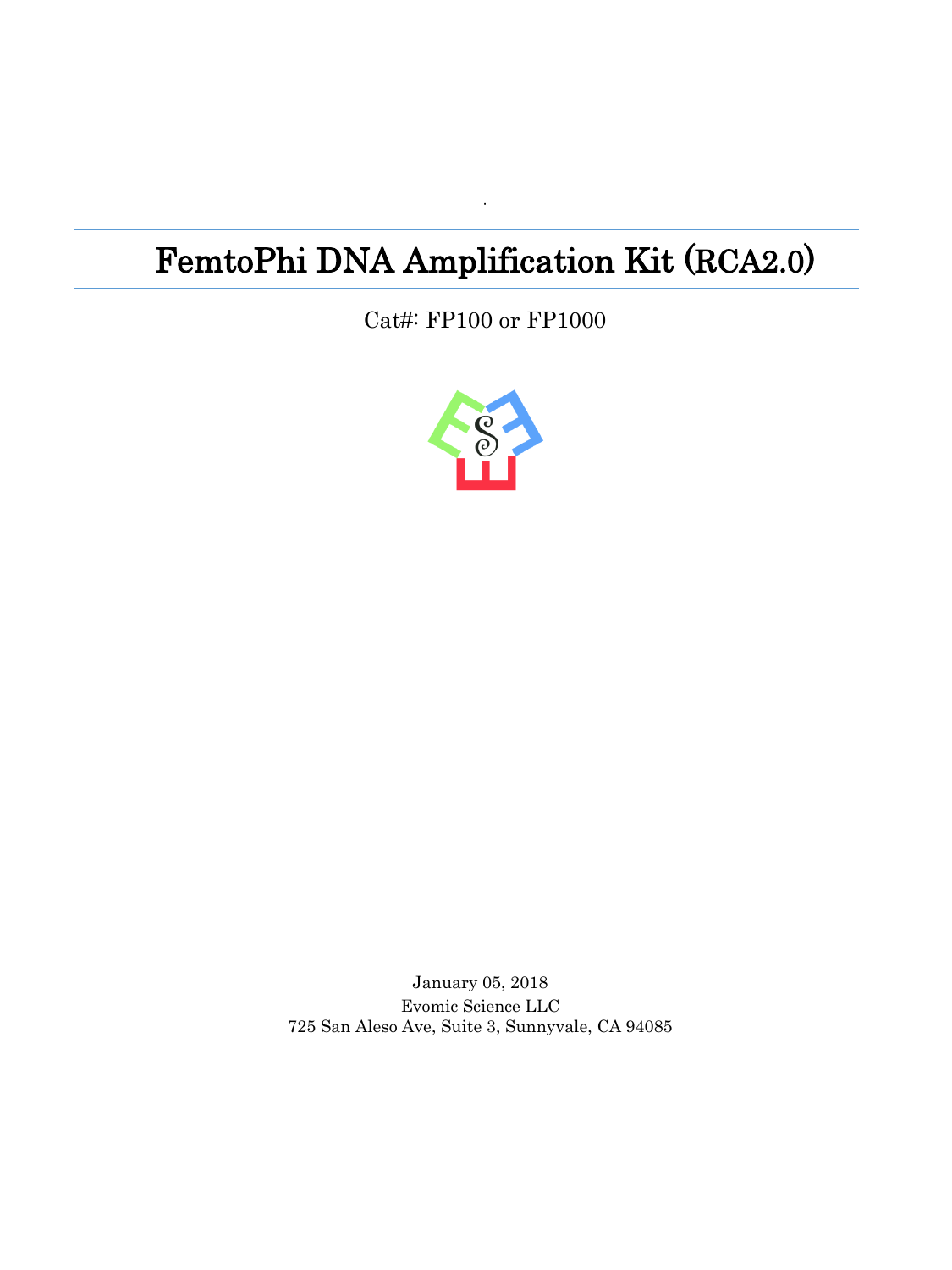# FemtoPhi DNA Amplification Kit (RCA2.0)

Cat#: FP100 or FP1000

January 05, 2018

Evomic Science LLC

725 San Aleso Ave, Suite 3, Sunnyvale, CA 94085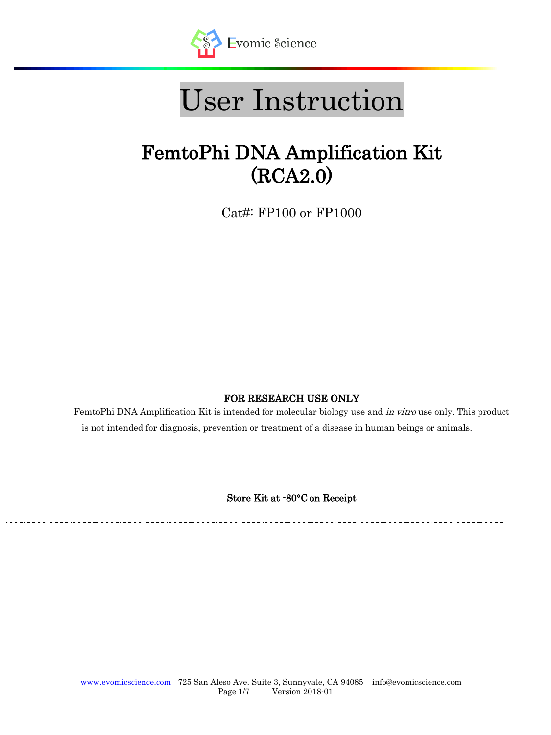Evomic Science

# User Instruction

## FemtoPhi DNA Amplification Kit (RCA2.0)

Cat#: FP100 or FP1000

**FOR RESEARCH USE ONLY**

FemtoPhi DNA Amplification Kit is intended for molecular biology use and *in vitro* use only. This product is not intended for diagnosis, prevention or treatment of a disease in human beings or animals.

**Store Kit at -80°C on Receipt**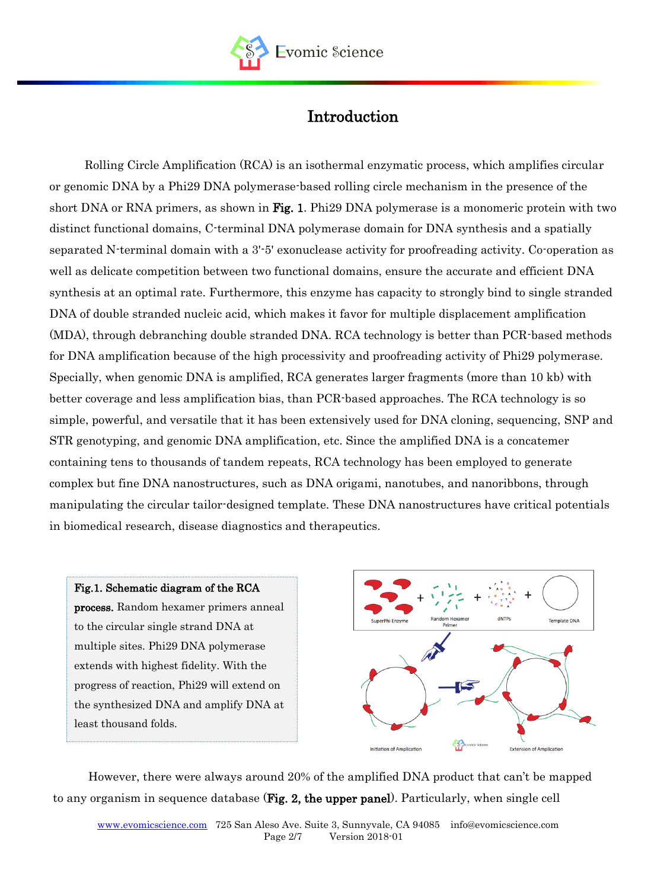# Introduction

Rolling Circle Amplification (RCA) is an isothermal enzymatic process, which amplifies circular or genomic DNA by a Phi29 DNA polymerase-based rolling circle mechanism in the presence of the short DNA or RNA primers, as shown in **Fig. 1**. Phi29 DNA polymerase is a monomeric protein with two distinct functional domains, C-terminal DNA polymerase domain for DNA synthesis and a spatially separated N-terminal domain with a 3'-5' exonuclease activity for proofreading activity. Co-operation as well as delicate competition between two functional domains, ensure the accurate and efficient DNA synthesis at an optimal rate. Furthermore, this enzyme has capacity to strongly bind to single stranded DNA of double stranded nucleic acid, which makes it favor for multiple displacement amplification (MDA), through debranching double stranded DNA. RCA technology is better than PCR-based methods for DNA amplification because of the high processivity and proofreading activity of Phi29 polymerase. Specially, when genomic DNA is amplified, RCA generates larger fragments (more than 10 kb) with better coverage and less amplification bias, than PCR-based approaches. The RCA technology is so simple, powerful, and versatile that it has been extensively used for DNA cloning, sequencing, SNP and STR genotyping, and genomic DNA amplification, etc. Since the amplified DNA is a concatemer containing tens to thousands of tandem repeats, RCA technology has been employed to generate complex but fine DNA nanostructures, such as DNA origami, nanotubes, and nanoribbons, through manipulating the circular tailor-designed template. These DNA nanostructures have critical potentials in biomedical research, disease diagnostics and therapeutics.

**Fig.1. Schematic diagram of the RCA process.** Random hexamer primers anneal to the circular single strand DNA at multiple sites. Phi29 DNA polymerase extends with highest fidelity. With the progress of reaction, Phi29 will extend on the synthesized DNA and amplify DNA at least thousand folds.

However, there were always around 20% of the amplified DNA product that can't be mapped to any organism in sequence database (**Fig. 2, the upper panel**). Particularly, when single cell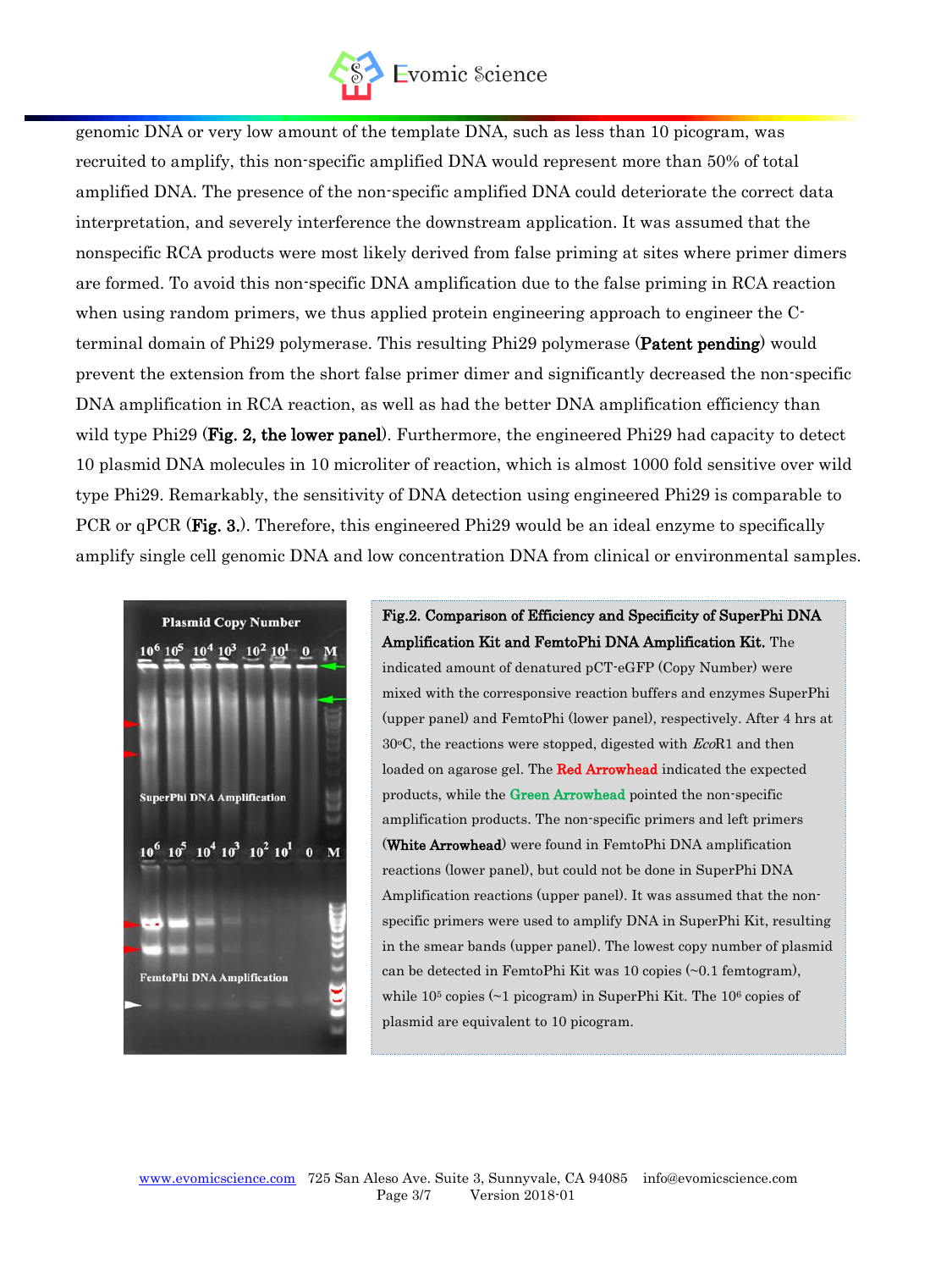genomic DNA or very low amount of the template DNA, such as less than 10 picogram, was recruited to amplify, this non-specific amplified DNA would represent more than 50% of total amplified DNA. The presence of the non-specific amplified DNA could deteriorate the correct data interpretation, and severely interference the downstream application. It was assumed that the nonspecific RCA products were most likely derived from false priming at sites where primer dimers are formed. To avoid this non-specific DNA amplification due to the false priming in RCA reaction when using random primers, we thus applied protein engineering approach to engineer the C-terminal domain of Phi29 polymerase. This resulting Phi29 polymerase (**Patent pending**) would prevent the extension from the short false primer dimer and significantly decreased the non-specific DNA amplification in RCA reaction, as well as had the better DNA amplification efficiency than wild type Phi29 (**Fig. 2, the lower panel**). Furthermore, the engineered Phi29 had capacity to detect 10 plasmid DNA molecules in 10 microliter of reaction, which is almost 1000 fold sensitive over wild type Phi29. Remarkably, the sensitivity of DNA detection using engineered Phi29 is comparable to PCR or qPCR (**Fig. 3.**). Therefore, this engineered Phi29 would be an ideal enzyme to specifically amplify single cell genomic DNA and low concentration DNA from clinical or environmental samples.

**Fig.2. Comparison of Efficiency and Specificity of SuperPhi DNA Amplification Kit and FemtoPhi DNA Amplification Kit.** The indicated amount of denatured pCT-eGFP (Copy Number) were mixed with the corresponsive reaction buffers and enzymes SuperPhi (upper panel) and FemtoPhi (lower panel), respectively. After 4 hrs at 30°C, the reactions were stopped, digested with *Eco*R1 and then loaded on agarose gel. The Red Arrowhead indicated the expected products, while the Green Arrowhead pointed the non-specific amplification products. The non-specific primers and left primers (**White Arrowhead**) were found in FemtoPhi DNA amplification reactions (lower panel), but could not be done in SuperPhi DNA Amplification reactions (upper panel). It was assumed that the non-specific primers were used to amplify DNA in SuperPhi Kit, resulting in the smear bands (upper panel). The lowest copy number of plasmid can be detected in FemtoPhi Kit was 10 copies (~0.1 femtogram), while $10^5$ copies (~1 picogram) in SuperPhi Kit. The $10^6$ copies of plasmid are equivalent to 10 picogram.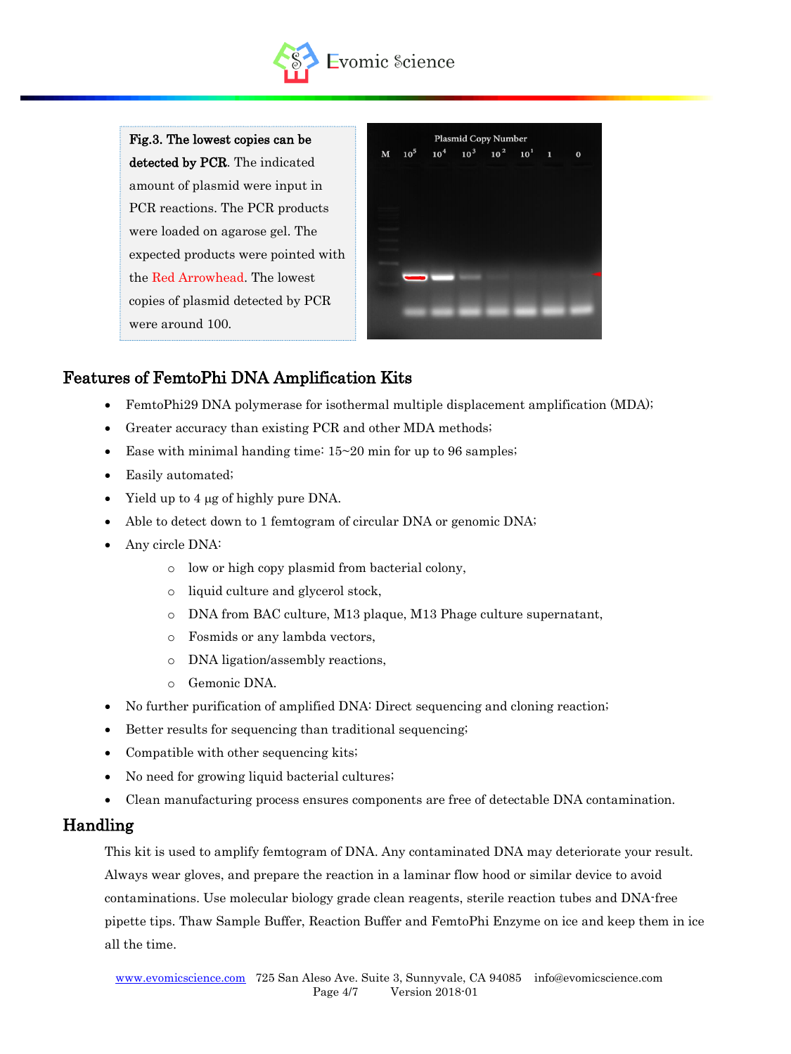**Fig.3. The lowest copies can be detected by PCR**. The indicated amount of plasmid were input in PCR reactions. The PCR products were loaded on agarose gel. The expected products were pointed with the Red Arrowhead. The lowest copies of plasmid detected by PCR were around 100.

## Features of FemtoPhi DNA Amplification Kits

- FemtoPhi29 DNA polymerase for isothermal multiple displacement amplification (MDA);
- Greater accuracy than existing PCR and other MDA methods;
- Ease with minimal handing time: 15~20 min for up to 96 samples;
- Easily automated;
- Yield up to 4 µg of highly pure DNA.
- Able to detect down to 1 femtogram of circular DNA or genomic DNA;
- Any circle DNA:
  - low or high copy plasmid from bacterial colony,
  - liquid culture and glycerol stock,
  - DNA from BAC culture, M13 plaque, M13 Phage culture supernatant,
  - Fosmids or any lambda vectors,
  - DNA ligation/assembly reactions,
  - Gemonic DNA.
- No further purification of amplified DNA: Direct sequencing and cloning reaction;
- Better results for sequencing than traditional sequencing;
- Compatible with other sequencing kits;
- No need for growing liquid bacterial cultures;
- Clean manufacturing process ensures components are free of detectable DNA contamination.

## Handling

This kit is used to amplify femtogram of DNA. Any contaminated DNA may deteriorate your result. Always wear gloves, and prepare the reaction in a laminar flow hood or similar device to avoid contaminations. Use molecular biology grade clean reagents, sterile reaction tubes and DNA-free pipette tips. Thaw Sample Buffer, Reaction Buffer and FemtoPhi Enzyme on ice and keep them in ice all the time.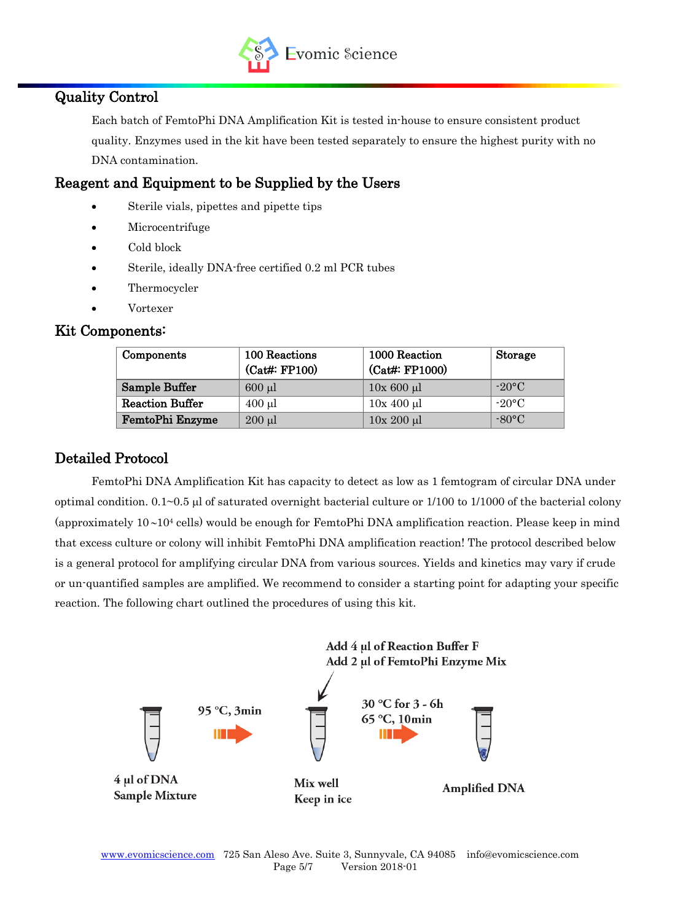## Quality Control

Each batch of FemtoPhi DNA Amplification Kit is tested in-house to ensure consistent product quality. Enzymes used in the kit have been tested separately to ensure the highest purity with no DNA contamination.

## Reagent and Equipment to be Supplied by the Users

- Sterile vials, pipettes and pipette tips
- Microcentrifuge
- Cold block
- Sterile, ideally DNA-free certified 0.2 ml PCR tubes
- Thermocycler
- Vortexer

## Kit Components:

| Components | 100 Reactions (Cat#: FP100) | 1000 Reaction (Cat#: FP1000) | Storage |
|---|---|---|---|
| **Sample Buffer** | 600 µl | 10x 600 µl | -20°C |
| **Reaction Buffer** | 400 µl | 10x 400 µl | -20°C |
| **FemtoPhi Enzyme** | 200 µl | 10x 200 µl | -80°C |

## Detailed Protocol

FemtoPhi DNA Amplification Kit has capacity to detect as low as 1 femtogram of circular DNA under optimal condition. 0.1~0.5 µl of saturated overnight bacterial culture or 1/100 to 1/1000 of the bacterial colony (approximately $10 \sim 10^4$ cells) would be enough for FemtoPhi DNA amplification reaction. Please keep in mind that excess culture or colony will inhibit FemtoPhi DNA amplification reaction! The protocol described below is a general protocol for amplifying circular DNA from various sources. Yields and kinetics may vary if crude or un-quantified samples are amplified. We recommend to consider a starting point for adapting your specific reaction. The following chart outlined the procedures of using this kit.

**4 µl of DNA Sample Mixture** → **95 °C, 3min** → **Mix well, Keep in ice** (**Add 4 µl of Reaction Buffer F**, **Add 2 µl of FemtoPhi Enzyme Mix**) → **30 °C for 3 - 6h, 65 °C, 10min** → **Amplified DNA**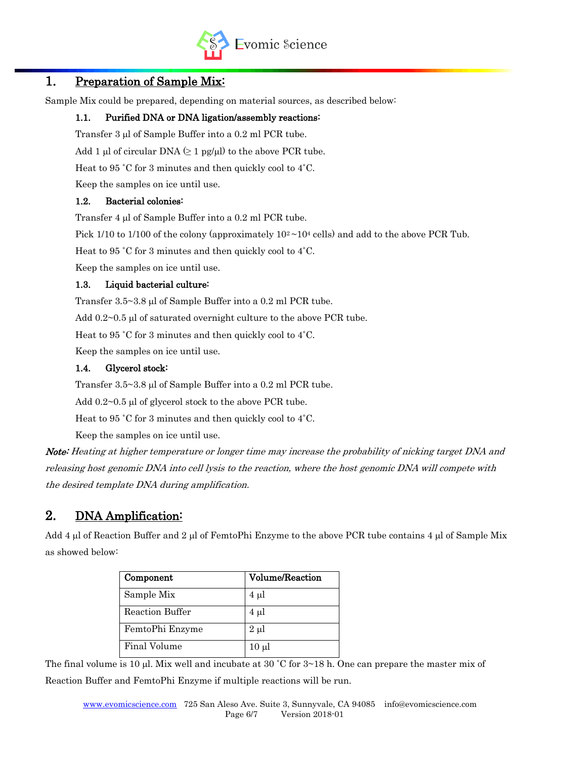## 1. Preparation of Sample Mix:

Sample Mix could be prepared, depending on material sources, as described below:

### 1.1. Purified DNA or DNA ligation/assembly reactions:

Transfer 3 μl of Sample Buffer into a 0.2 ml PCR tube.

Add 1 μl of circular DNA (≥ 1 pg/μl) to the above PCR tube.

Heat to 95 ˚C for 3 minutes and then quickly cool to 4˚C.

Keep the samples on ice until use.

### 1.2. Bacterial colonies:

Transfer 4 μl of Sample Buffer into a 0.2 ml PCR tube.

Pick 1/10 to 1/100 of the colony (approximately $10^2 \sim 10^4$ cells) and add to the above PCR Tub.

Heat to 95 ˚C for 3 minutes and then quickly cool to 4˚C.

Keep the samples on ice until use.

### 1.3. Liquid bacterial culture:

Transfer 3.5~3.8 μl of Sample Buffer into a 0.2 ml PCR tube.

Add 0.2~0.5 μl of saturated overnight culture to the above PCR tube.

Heat to 95 ˚C for 3 minutes and then quickly cool to 4˚C.

Keep the samples on ice until use.

### 1.4. Glycerol stock:

Transfer 3.5~3.8 μl of Sample Buffer into a 0.2 ml PCR tube.

Add 0.2~0.5 μl of glycerol stock to the above PCR tube.

Heat to 95 ˚C for 3 minutes and then quickly cool to 4˚C.

Keep the samples on ice until use.

***Note:*** *Heating at higher temperature or longer time may increase the probability of nicking target DNA and releasing host genomic DNA into cell lysis to the reaction, where the host genomic DNA will compete with the desired template DNA during amplification.*

## 2. DNA Amplification:

Add 4 μl of Reaction Buffer and 2 μl of FemtoPhi Enzyme to the above PCR tube contains 4 μl of Sample Mix as showed below:

| Component | Volume/Reaction |
|---|---|
| Sample Mix | 4 μl |
| Reaction Buffer | 4 μl |
| FemtoPhi Enzyme | 2 μl |
| Final Volume | 10 μl |

The final volume is 10 μl. Mix well and incubate at 30 ˚C for 3~18 h. One can prepare the master mix of Reaction Buffer and FemtoPhi Enzyme if multiple reactions will be run.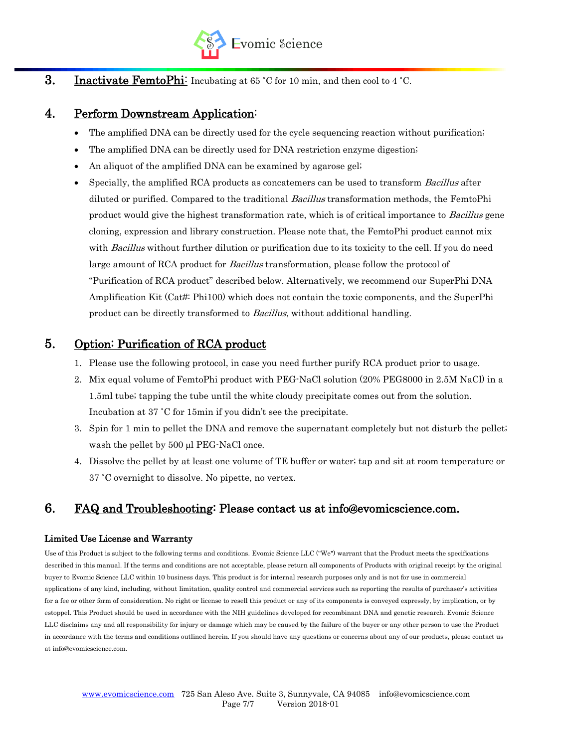## 3. Inactivate FemtoPhi: Incubating at 65 ˚C for 10 min, and then cool to 4 ˚C.

## 4. Perform Downstream Application:

- The amplified DNA can be directly used for the cycle sequencing reaction without purification;
- The amplified DNA can be directly used for DNA restriction enzyme digestion;
- An aliquot of the amplified DNA can be examined by agarose gel;
- Specially, the amplified RCA products as concatemers can be used to transform *Bacillus* after diluted or purified. Compared to the traditional *Bacillus* transformation methods, the FemtoPhi product would give the highest transformation rate, which is of critical importance to *Bacillus* gene cloning, expression and library construction. Please note that, the FemtoPhi product cannot mix with *Bacillus* without further dilution or purification due to its toxicity to the cell. If you do need large amount of RCA product for *Bacillus* transformation, please follow the protocol of "Purification of RCA product" described below. Alternatively, we recommend our SuperPhi DNA Amplification Kit (Cat#: Phi100) which does not contain the toxic components, and the SuperPhi product can be directly transformed to *Bacillus*, without additional handling.

## 5. Option: Purification of RCA product

1. Please use the following protocol, in case you need further purify RCA product prior to usage.
2. Mix equal volume of FemtoPhi product with PEG-NaCl solution (20% PEG8000 in 2.5M NaCl) in a 1.5ml tube; tapping the tube until the white cloudy precipitate comes out from the solution. Incubation at 37 ˚C for 15min if you didn't see the precipitate.
3. Spin for 1 min to pellet the DNA and remove the supernatant completely but not disturb the pellet; wash the pellet by 500 µl PEG-NaCl once.
4. Dissolve the pellet by at least one volume of TE buffer or water; tap and sit at room temperature or 37 ˚C overnight to dissolve. No pipette, no vertex.

## 6. FAQ and Troubleshooting: Please contact us at info@evomicscience.com.

#### Limited Use License and Warranty

Use of this Product is subject to the following terms and conditions. Evomic Science LLC ("We") warrant that the Product meets the specifications described in this manual. If the terms and conditions are not acceptable, please return all components of Products with original receipt by the original buyer to Evomic Science LLC within 10 business days. This product is for internal research purposes only and is not for use in commercial applications of any kind, including, without limitation, quality control and commercial services such as reporting the results of purchaser's activities for a fee or other form of consideration. No right or license to resell this product or any of its components is conveyed expressly, by implication, or by estoppel. This Product should be used in accordance with the NIH guidelines developed for recombinant DNA and genetic research. Evomic Science LLC disclaims any and all responsibility for injury or damage which may be caused by the failure of the buyer or any other person to use the Product in accordance with the terms and conditions outlined herein. If you should have any questions or concerns about any of our products, please contact us at info@evomicscience.com.